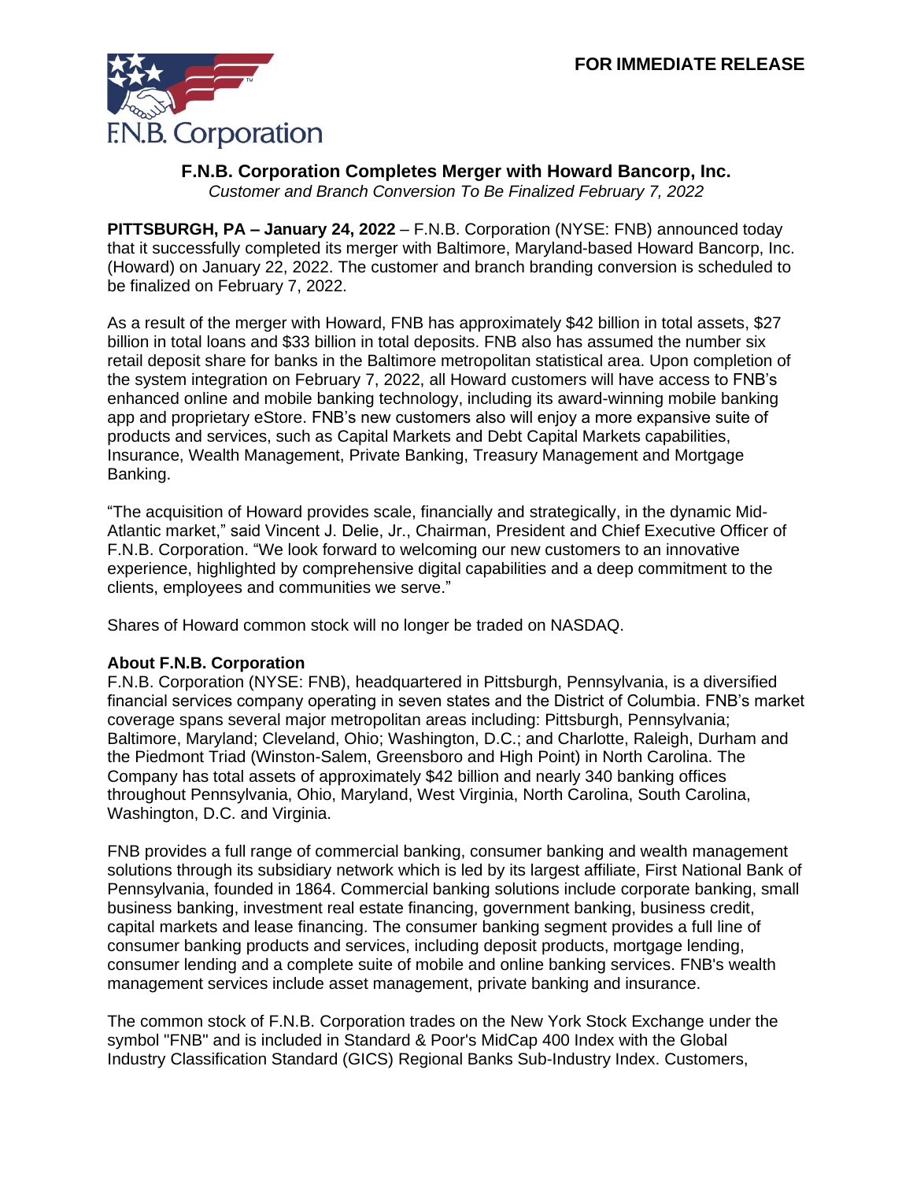F.N.B. Corporation

**FOR IMMEDIATE RELEASE**

# F.N.B. Corporation Completes Merger with Howard Bancorp, Inc.

*Customer and Branch Conversion To Be Finalized February 7, 2022*

**PITTSBURGH, PA – January 24, 2022** – F.N.B. Corporation (NYSE: FNB) announced today that it successfully completed its merger with Baltimore, Maryland-based Howard Bancorp, Inc. (Howard) on January 22, 2022. The customer and branch branding conversion is scheduled to be finalized on February 7, 2022.

As a result of the merger with Howard, FNB has approximately $42 billion in total assets, $27 billion in total loans and $33 billion in total deposits. FNB also has assumed the number six retail deposit share for banks in the Baltimore metropolitan statistical area. Upon completion of the system integration on February 7, 2022, all Howard customers will have access to FNB's enhanced online and mobile banking technology, including its award-winning mobile banking app and proprietary eStore. FNB's new customers also will enjoy a more expansive suite of products and services, such as Capital Markets and Debt Capital Markets capabilities, Insurance, Wealth Management, Private Banking, Treasury Management and Mortgage Banking.

"The acquisition of Howard provides scale, financially and strategically, in the dynamic Mid-Atlantic market," said Vincent J. Delie, Jr., Chairman, President and Chief Executive Officer of F.N.B. Corporation. "We look forward to welcoming our new customers to an innovative experience, highlighted by comprehensive digital capabilities and a deep commitment to the clients, employees and communities we serve."

Shares of Howard common stock will no longer be traded on NASDAQ.

**About F.N.B. Corporation**

F.N.B. Corporation (NYSE: FNB), headquartered in Pittsburgh, Pennsylvania, is a diversified financial services company operating in seven states and the District of Columbia. FNB's market coverage spans several major metropolitan areas including: Pittsburgh, Pennsylvania; Baltimore, Maryland; Cleveland, Ohio; Washington, D.C.; and Charlotte, Raleigh, Durham and the Piedmont Triad (Winston-Salem, Greensboro and High Point) in North Carolina. The Company has total assets of approximately $42 billion and nearly 340 banking offices throughout Pennsylvania, Ohio, Maryland, West Virginia, North Carolina, South Carolina, Washington, D.C. and Virginia.

FNB provides a full range of commercial banking, consumer banking and wealth management solutions through its subsidiary network which is led by its largest affiliate, First National Bank of Pennsylvania, founded in 1864. Commercial banking solutions include corporate banking, small business banking, investment real estate financing, government banking, business credit, capital markets and lease financing. The consumer banking segment provides a full line of consumer banking products and services, including deposit products, mortgage lending, consumer lending and a complete suite of mobile and online banking services. FNB's wealth management services include asset management, private banking and insurance.

The common stock of F.N.B. Corporation trades on the New York Stock Exchange under the symbol "FNB" and is included in Standard & Poor's MidCap 400 Index with the Global Industry Classification Standard (GICS) Regional Banks Sub-Industry Index. Customers,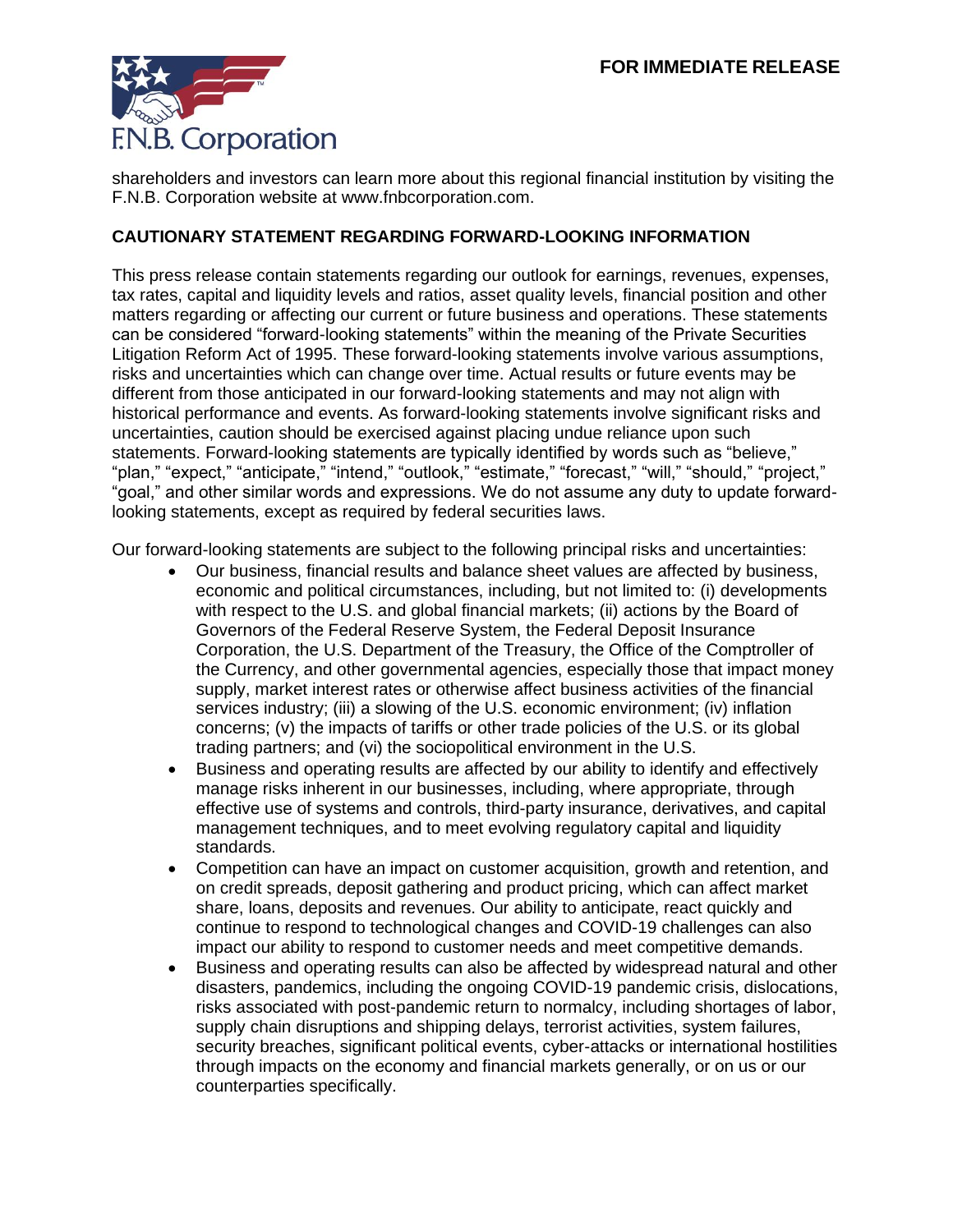shareholders and investors can learn more about this regional financial institution by visiting the F.N.B. Corporation website at www.fnbcorporation.com.

**CAUTIONARY STATEMENT REGARDING FORWARD-LOOKING INFORMATION**

This press release contain statements regarding our outlook for earnings, revenues, expenses, tax rates, capital and liquidity levels and ratios, asset quality levels, financial position and other matters regarding or affecting our current or future business and operations. These statements can be considered "forward-looking statements" within the meaning of the Private Securities Litigation Reform Act of 1995. These forward-looking statements involve various assumptions, risks and uncertainties which can change over time. Actual results or future events may be different from those anticipated in our forward-looking statements and may not align with historical performance and events. As forward-looking statements involve significant risks and uncertainties, caution should be exercised against placing undue reliance upon such statements. Forward-looking statements are typically identified by words such as "believe," "plan," "expect," "anticipate," "intend," "outlook," "estimate," "forecast," "will," "should," "project," "goal," and other similar words and expressions. We do not assume any duty to update forward-looking statements, except as required by federal securities laws.

Our forward-looking statements are subject to the following principal risks and uncertainties:

- Our business, financial results and balance sheet values are affected by business, economic and political circumstances, including, but not limited to: (i) developments with respect to the U.S. and global financial markets; (ii) actions by the Board of Governors of the Federal Reserve System, the Federal Deposit Insurance Corporation, the U.S. Department of the Treasury, the Office of the Comptroller of the Currency, and other governmental agencies, especially those that impact money supply, market interest rates or otherwise affect business activities of the financial services industry; (iii) a slowing of the U.S. economic environment; (iv) inflation concerns; (v) the impacts of tariffs or other trade policies of the U.S. or its global trading partners; and (vi) the sociopolitical environment in the U.S.
- Business and operating results are affected by our ability to identify and effectively manage risks inherent in our businesses, including, where appropriate, through effective use of systems and controls, third-party insurance, derivatives, and capital management techniques, and to meet evolving regulatory capital and liquidity standards.
- Competition can have an impact on customer acquisition, growth and retention, and on credit spreads, deposit gathering and product pricing, which can affect market share, loans, deposits and revenues. Our ability to anticipate, react quickly and continue to respond to technological changes and COVID-19 challenges can also impact our ability to respond to customer needs and meet competitive demands.
- Business and operating results can also be affected by widespread natural and other disasters, pandemics, including the ongoing COVID-19 pandemic crisis, dislocations, risks associated with post-pandemic return to normalcy, including shortages of labor, supply chain disruptions and shipping delays, terrorist activities, system failures, security breaches, significant political events, cyber-attacks or international hostilities through impacts on the economy and financial markets generally, or on us or our counterparties specifically.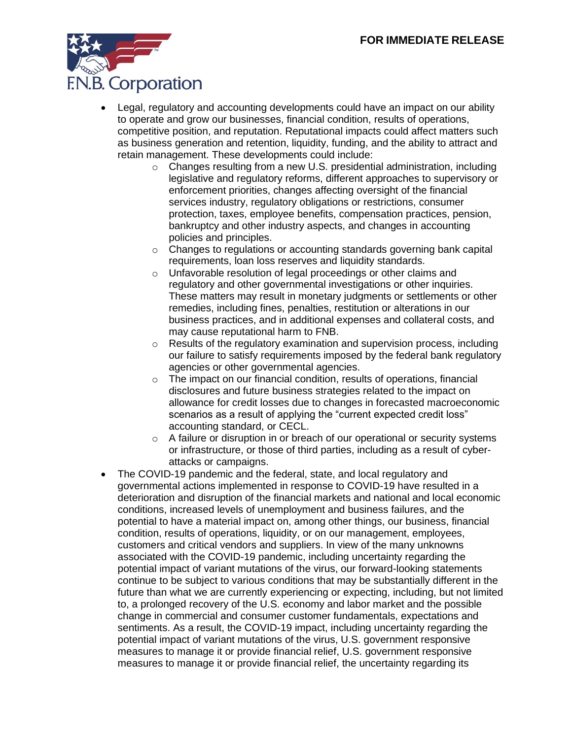- Legal, regulatory and accounting developments could have an impact on our ability to operate and grow our businesses, financial condition, results of operations, competitive position, and reputation. Reputational impacts could affect matters such as business generation and retention, liquidity, funding, and the ability to attract and retain management. These developments could include:
    - Changes resulting from a new U.S. presidential administration, including legislative and regulatory reforms, different approaches to supervisory or enforcement priorities, changes affecting oversight of the financial services industry, regulatory obligations or restrictions, consumer protection, taxes, employee benefits, compensation practices, pension, bankruptcy and other industry aspects, and changes in accounting policies and principles.
    - Changes to regulations or accounting standards governing bank capital requirements, loan loss reserves and liquidity standards.
    - Unfavorable resolution of legal proceedings or other claims and regulatory and other governmental investigations or other inquiries. These matters may result in monetary judgments or settlements or other remedies, including fines, penalties, restitution or alterations in our business practices, and in additional expenses and collateral costs, and may cause reputational harm to FNB.
    - Results of the regulatory examination and supervision process, including our failure to satisfy requirements imposed by the federal bank regulatory agencies or other governmental agencies.
    - The impact on our financial condition, results of operations, financial disclosures and future business strategies related to the impact on allowance for credit losses due to changes in forecasted macroeconomic scenarios as a result of applying the "current expected credit loss" accounting standard, or CECL.
    - A failure or disruption in or breach of our operational or security systems or infrastructure, or those of third parties, including as a result of cyber-attacks or campaigns.
- The COVID-19 pandemic and the federal, state, and local regulatory and governmental actions implemented in response to COVID-19 have resulted in a deterioration and disruption of the financial markets and national and local economic conditions, increased levels of unemployment and business failures, and the potential to have a material impact on, among other things, our business, financial condition, results of operations, liquidity, or on our management, employees, customers and critical vendors and suppliers. In view of the many unknowns associated with the COVID-19 pandemic, including uncertainty regarding the potential impact of variant mutations of the virus, our forward-looking statements continue to be subject to various conditions that may be substantially different in the future than what we are currently experiencing or expecting, including, but not limited to, a prolonged recovery of the U.S. economy and labor market and the possible change in commercial and consumer customer fundamentals, expectations and sentiments. As a result, the COVID-19 impact, including uncertainty regarding the potential impact of variant mutations of the virus, U.S. government responsive measures to manage it or provide financial relief, U.S. government responsive measures to manage it or provide financial relief, the uncertainty regarding its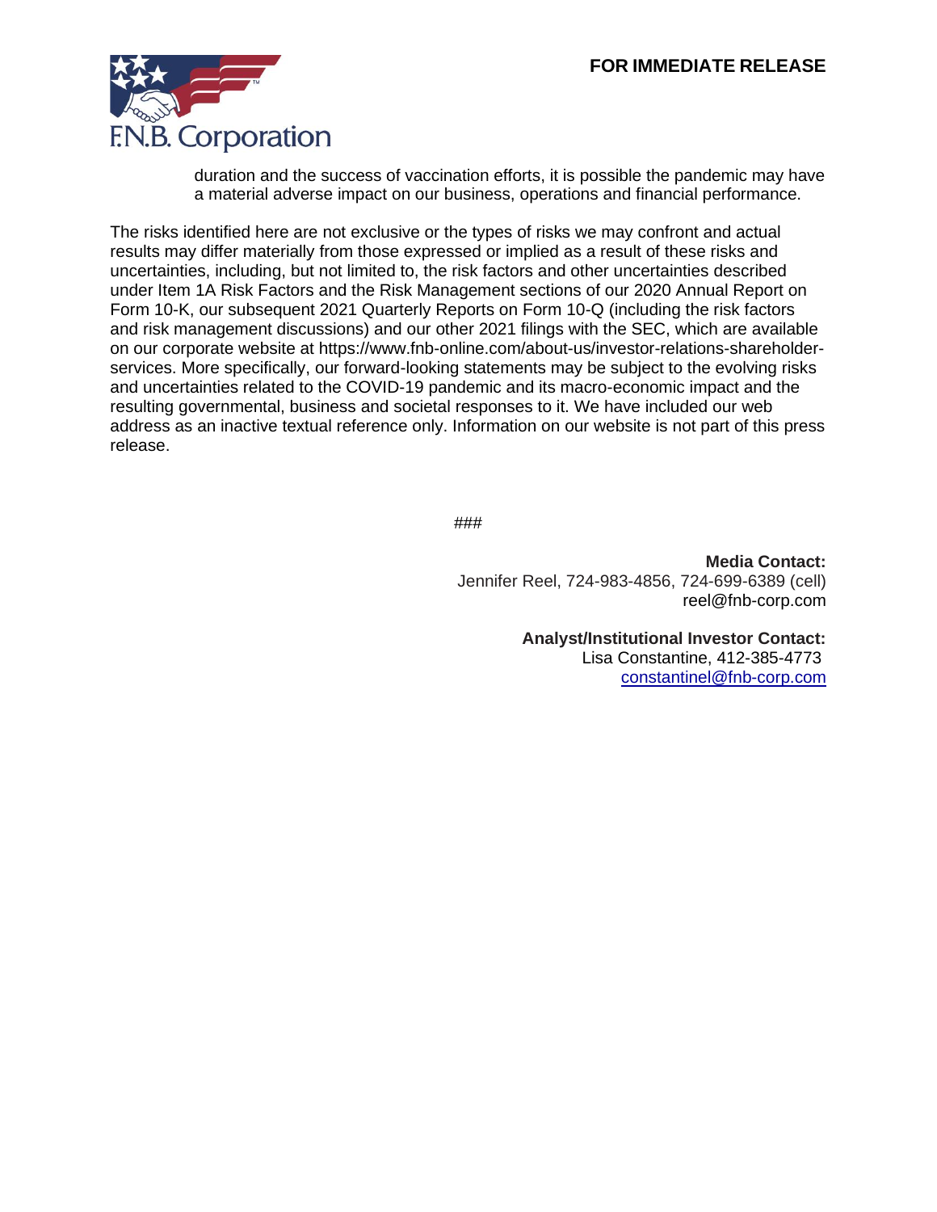duration and the success of vaccination efforts, it is possible the pandemic may have a material adverse impact on our business, operations and financial performance.

The risks identified here are not exclusive or the types of risks we may confront and actual results may differ materially from those expressed or implied as a result of these risks and uncertainties, including, but not limited to, the risk factors and other uncertainties described under Item 1A Risk Factors and the Risk Management sections of our 2020 Annual Report on Form 10-K, our subsequent 2021 Quarterly Reports on Form 10-Q (including the risk factors and risk management discussions) and our other 2021 filings with the SEC, which are available on our corporate website at https://www.fnb-online.com/about-us/investor-relations-shareholder-services. More specifically, our forward-looking statements may be subject to the evolving risks and uncertainties related to the COVID-19 pandemic and its macro-economic impact and the resulting governmental, business and societal responses to it. We have included our web address as an inactive textual reference only. Information on our website is not part of this press release.

###

**Media Contact:**
Jennifer Reel, 724-983-4856, 724-699-6389 (cell)
reel@fnb-corp.com

**Analyst/Institutional Investor Contact:**
Lisa Constantine, 412-385-4773
constantinel@fnb-corp.com